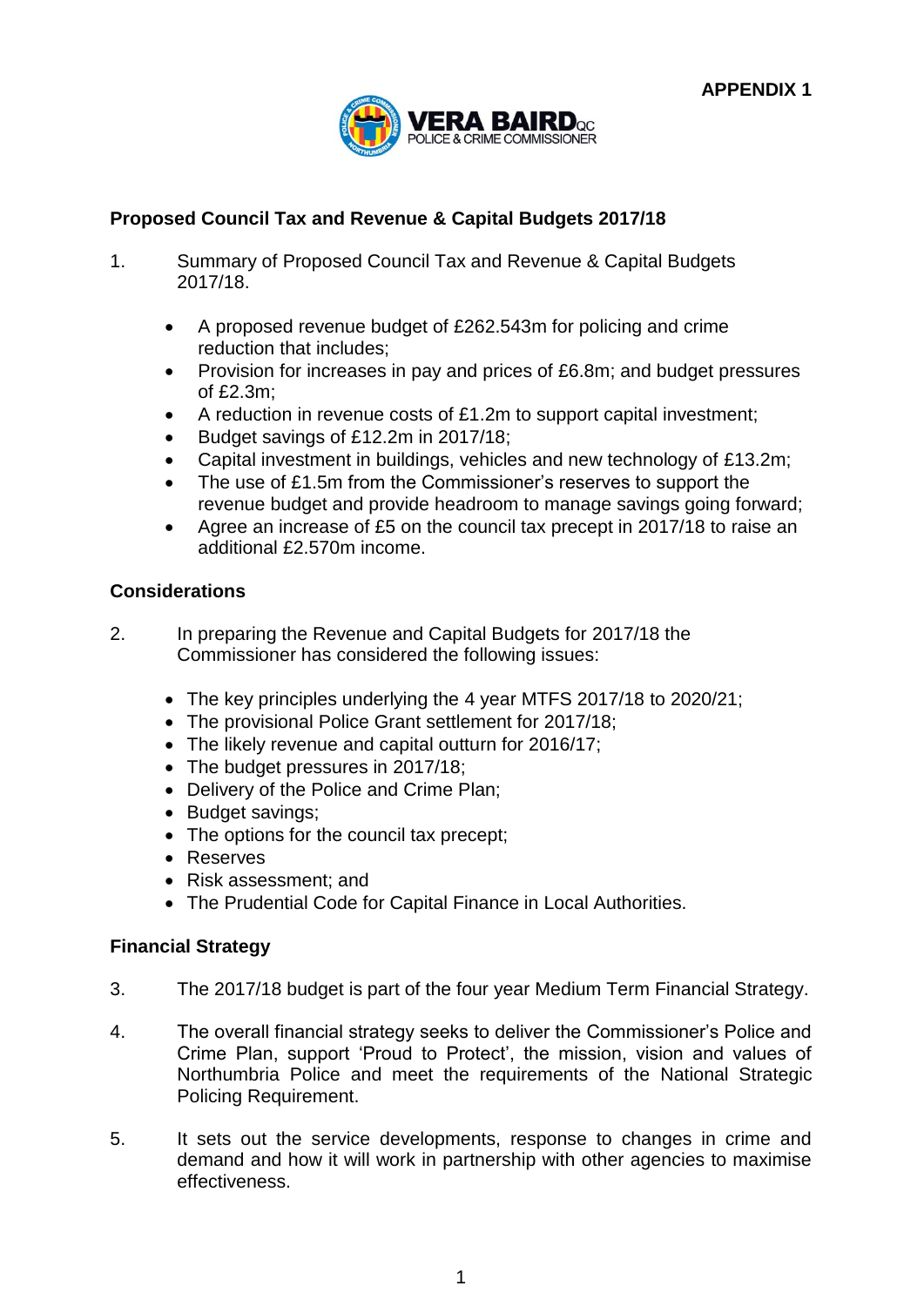**APPENDIX 1**

VERA BAIRD QC
POLICE & CRIME COMMISSIONER

## Proposed Council Tax and Revenue & Capital Budgets 2017/18

1. Summary of Proposed Council Tax and Revenue & Capital Budgets 2017/18.

   - A proposed revenue budget of £262.543m for policing and crime reduction that includes;
   - Provision for increases in pay and prices of £6.8m; and budget pressures of £2.3m;
   - A reduction in revenue costs of £1.2m to support capital investment;
   - Budget savings of £12.2m in 2017/18;
   - Capital investment in buildings, vehicles and new technology of £13.2m;
   - The use of £1.5m from the Commissioner's reserves to support the revenue budget and provide headroom to manage savings going forward;
   - Agree an increase of £5 on the council tax precept in 2017/18 to raise an additional £2.570m income.

## Considerations

2. In preparing the Revenue and Capital Budgets for 2017/18 the Commissioner has considered the following issues:

   - The key principles underlying the 4 year MTFS 2017/18 to 2020/21;
   - The provisional Police Grant settlement for 2017/18;
   - The likely revenue and capital outturn for 2016/17;
   - The budget pressures in 2017/18;
   - Delivery of the Police and Crime Plan;
   - Budget savings;
   - The options for the council tax precept;
   - Reserves
   - Risk assessment; and
   - The Prudential Code for Capital Finance in Local Authorities.

## Financial Strategy

3. The 2017/18 budget is part of the four year Medium Term Financial Strategy.

4. The overall financial strategy seeks to deliver the Commissioner's Police and Crime Plan, support 'Proud to Protect', the mission, vision and values of Northumbria Police and meet the requirements of the National Strategic Policing Requirement.

5. It sets out the service developments, response to changes in crime and demand and how it will work in partnership with other agencies to maximise effectiveness.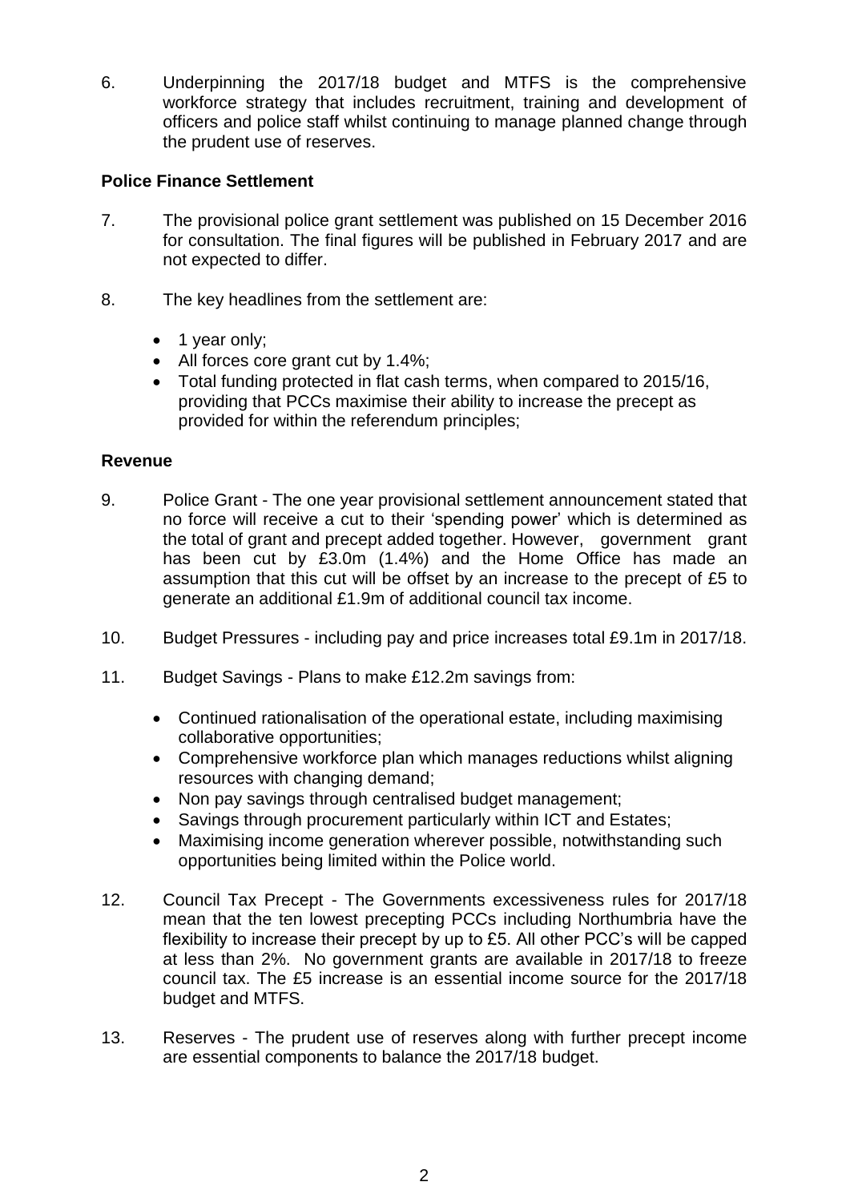6. Underpinning the 2017/18 budget and MTFS is the comprehensive workforce strategy that includes recruitment, training and development of officers and police staff whilst continuing to manage planned change through the prudent use of reserves.

**Police Finance Settlement**

7. The provisional police grant settlement was published on 15 December 2016 for consultation. The final figures will be published in February 2017 and are not expected to differ.

8. The key headlines from the settlement are:

   - 1 year only;
   - All forces core grant cut by 1.4%;
   - Total funding protected in flat cash terms, when compared to 2015/16, providing that PCCs maximise their ability to increase the precept as provided for within the referendum principles;

**Revenue**

9. Police Grant - The one year provisional settlement announcement stated that no force will receive a cut to their 'spending power' which is determined as the total of grant and precept added together. However, government grant has been cut by £3.0m (1.4%) and the Home Office has made an assumption that this cut will be offset by an increase to the precept of £5 to generate an additional £1.9m of additional council tax income.

10. Budget Pressures - including pay and price increases total £9.1m in 2017/18.

11. Budget Savings - Plans to make £12.2m savings from:

   - Continued rationalisation of the operational estate, including maximising collaborative opportunities;
   - Comprehensive workforce plan which manages reductions whilst aligning resources with changing demand;
   - Non pay savings through centralised budget management;
   - Savings through procurement particularly within ICT and Estates;
   - Maximising income generation wherever possible, notwithstanding such opportunities being limited within the Police world.

12. Council Tax Precept - The Governments excessiveness rules for 2017/18 mean that the ten lowest precepting PCCs including Northumbria have the flexibility to increase their precept by up to £5. All other PCC's will be capped at less than 2%. No government grants are available in 2017/18 to freeze council tax. The £5 increase is an essential income source for the 2017/18 budget and MTFS.

13. Reserves - The prudent use of reserves along with further precept income are essential components to balance the 2017/18 budget.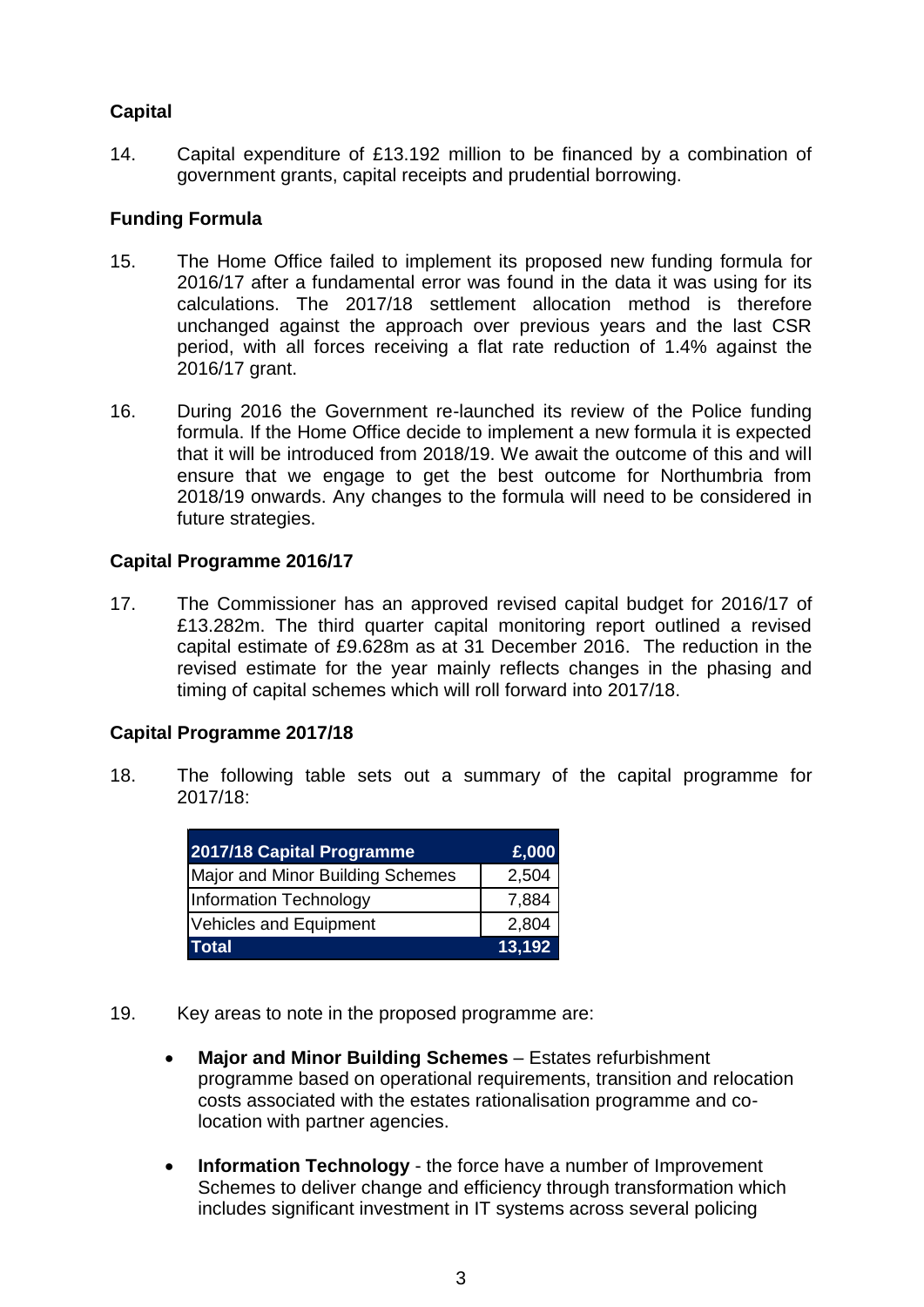## Capital

14. Capital expenditure of £13.192 million to be financed by a combination of government grants, capital receipts and prudential borrowing.

## Funding Formula

15. The Home Office failed to implement its proposed new funding formula for 2016/17 after a fundamental error was found in the data it was using for its calculations. The 2017/18 settlement allocation method is therefore unchanged against the approach over previous years and the last CSR period, with all forces receiving a flat rate reduction of 1.4% against the 2016/17 grant.

16. During 2016 the Government re-launched its review of the Police funding formula. If the Home Office decide to implement a new formula it is expected that it will be introduced from 2018/19. We await the outcome of this and will ensure that we engage to get the best outcome for Northumbria from 2018/19 onwards. Any changes to the formula will need to be considered in future strategies.

## Capital Programme 2016/17

17. The Commissioner has an approved revised capital budget for 2016/17 of £13.282m. The third quarter capital monitoring report outlined a revised capital estimate of £9.628m as at 31 December 2016. The reduction in the revised estimate for the year mainly reflects changes in the phasing and timing of capital schemes which will roll forward into 2017/18.

## Capital Programme 2017/18

18. The following table sets out a summary of the capital programme for 2017/18:

| 2017/18 Capital Programme | £,000 |
|---|---|
| Major and Minor Building Schemes | 2,504 |
| Information Technology | 7,884 |
| Vehicles and Equipment | 2,804 |
| **Total** | **13,192** |

19. Key areas to note in the proposed programme are:

- **Major and Minor Building Schemes** – Estates refurbishment programme based on operational requirements, transition and relocation costs associated with the estates rationalisation programme and co-location with partner agencies.

- **Information Technology** - the force have a number of Improvement Schemes to deliver change and efficiency through transformation which includes significant investment in IT systems across several policing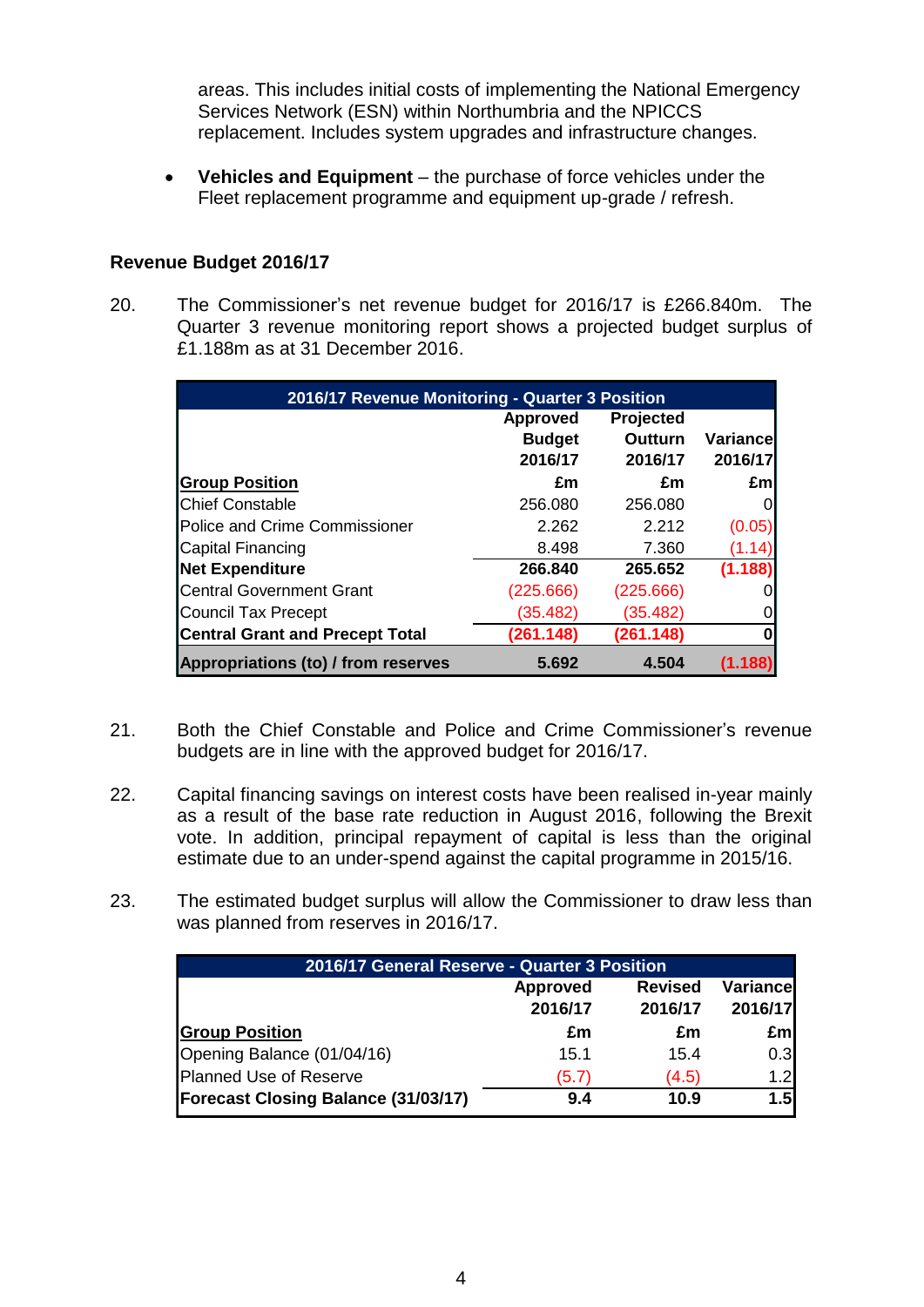areas. This includes initial costs of implementing the National Emergency Services Network (ESN) within Northumbria and the NPICCS replacement. Includes system upgrades and infrastructure changes.

- **Vehicles and Equipment** – the purchase of force vehicles under the Fleet replacement programme and equipment up-grade / refresh.

**Revenue Budget 2016/17**

20. The Commissioner's net revenue budget for 2016/17 is £266.840m. The Quarter 3 revenue monitoring report shows a projected budget surplus of £1.188m as at 31 December 2016.

| 2016/17 Revenue Monitoring - Quarter 3 Position | | | |
|---|---|---|---|
| | Approved Budget 2016/17 | Projected Outturn 2016/17 | Variance 2016/17 |
| **Group Position** | **£m** | **£m** | **£m** |
| Chief Constable | 256.080 | 256.080 | 0 |
| Police and Crime Commissioner | 2.262 | 2.212 | (0.05) |
| Capital Financing | 8.498 | 7.360 | (1.14) |
| **Net Expenditure** | **266.840** | **265.652** | **(1.188)** |
| Central Government Grant | (225.666) | (225.666) | 0 |
| Council Tax Precept | (35.482) | (35.482) | 0 |
| **Central Grant and Precept Total** | **(261.148)** | **(261.148)** | **0** |
| **Appropriations (to) / from reserves** | **5.692** | **4.504** | **(1.188)** |

21. Both the Chief Constable and Police and Crime Commissioner's revenue budgets are in line with the approved budget for 2016/17.

22. Capital financing savings on interest costs have been realised in-year mainly as a result of the base rate reduction in August 2016, following the Brexit vote. In addition, principal repayment of capital is less than the original estimate due to an under-spend against the capital programme in 2015/16.

23. The estimated budget surplus will allow the Commissioner to draw less than was planned from reserves in 2016/17.

| 2016/17 General Reserve - Quarter 3 Position | | | |
|---|---|---|---|
| | Approved 2016/17 | Revised 2016/17 | Variance 2016/17 |
| **Group Position** | **£m** | **£m** | **£m** |
| Opening Balance (01/04/16) | 15.1 | 15.4 | 0.3 |
| Planned Use of Reserve | (5.7) | (4.5) | 1.2 |
| **Forecast Closing Balance (31/03/17)** | **9.4** | **10.9** | **1.5** |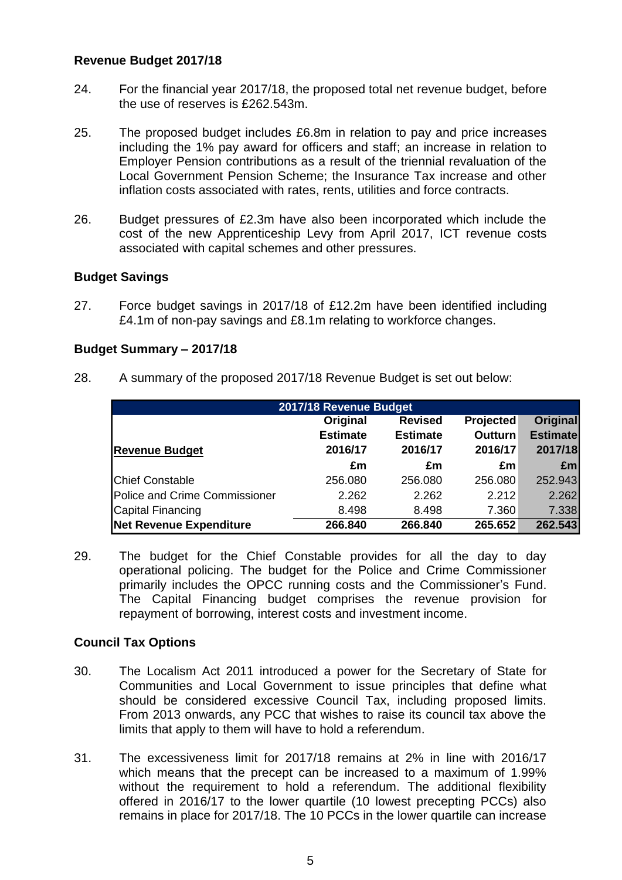### Revenue Budget 2017/18

24. For the financial year 2017/18, the proposed total net revenue budget, before the use of reserves is £262.543m.

25. The proposed budget includes £6.8m in relation to pay and price increases including the 1% pay award for officers and staff; an increase in relation to Employer Pension contributions as a result of the triennial revaluation of the Local Government Pension Scheme; the Insurance Tax increase and other inflation costs associated with rates, rents, utilities and force contracts.

26. Budget pressures of £2.3m have also been incorporated which include the cost of the new Apprenticeship Levy from April 2017, ICT revenue costs associated with capital schemes and other pressures.

### Budget Savings

27. Force budget savings in 2017/18 of £12.2m have been identified including £4.1m of non-pay savings and £8.1m relating to workforce changes.

### Budget Summary – 2017/18

28. A summary of the proposed 2017/18 Revenue Budget is set out below:

| 2017/18 Revenue Budget | | | | |
|---|---|---|---|---|
| **Revenue Budget** | **Original Estimate 2016/17** | **Revised Estimate 2016/17** | **Projected Outturn 2016/17** | **Original Estimate 2017/18** |
| | **£m** | **£m** | **£m** | **£m** |
| Chief Constable | 256.080 | 256.080 | 256.080 | 252.943 |
| Police and Crime Commissioner | 2.262 | 2.262 | 2.212 | 2.262 |
| Capital Financing | 8.498 | 8.498 | 7.360 | 7.338 |
| **Net Revenue Expenditure** | **266.840** | **266.840** | **265.652** | **262.543** |

29. The budget for the Chief Constable provides for all the day to day operational policing. The budget for the Police and Crime Commissioner primarily includes the OPCC running costs and the Commissioner's Fund. The Capital Financing budget comprises the revenue provision for repayment of borrowing, interest costs and investment income.

### Council Tax Options

30. The Localism Act 2011 introduced a power for the Secretary of State for Communities and Local Government to issue principles that define what should be considered excessive Council Tax, including proposed limits. From 2013 onwards, any PCC that wishes to raise its council tax above the limits that apply to them will have to hold a referendum.

31. The excessiveness limit for 2017/18 remains at 2% in line with 2016/17 which means that the precept can be increased to a maximum of 1.99% without the requirement to hold a referendum. The additional flexibility offered in 2016/17 to the lower quartile (10 lowest precepting PCCs) also remains in place for 2017/18. The 10 PCCs in the lower quartile can increase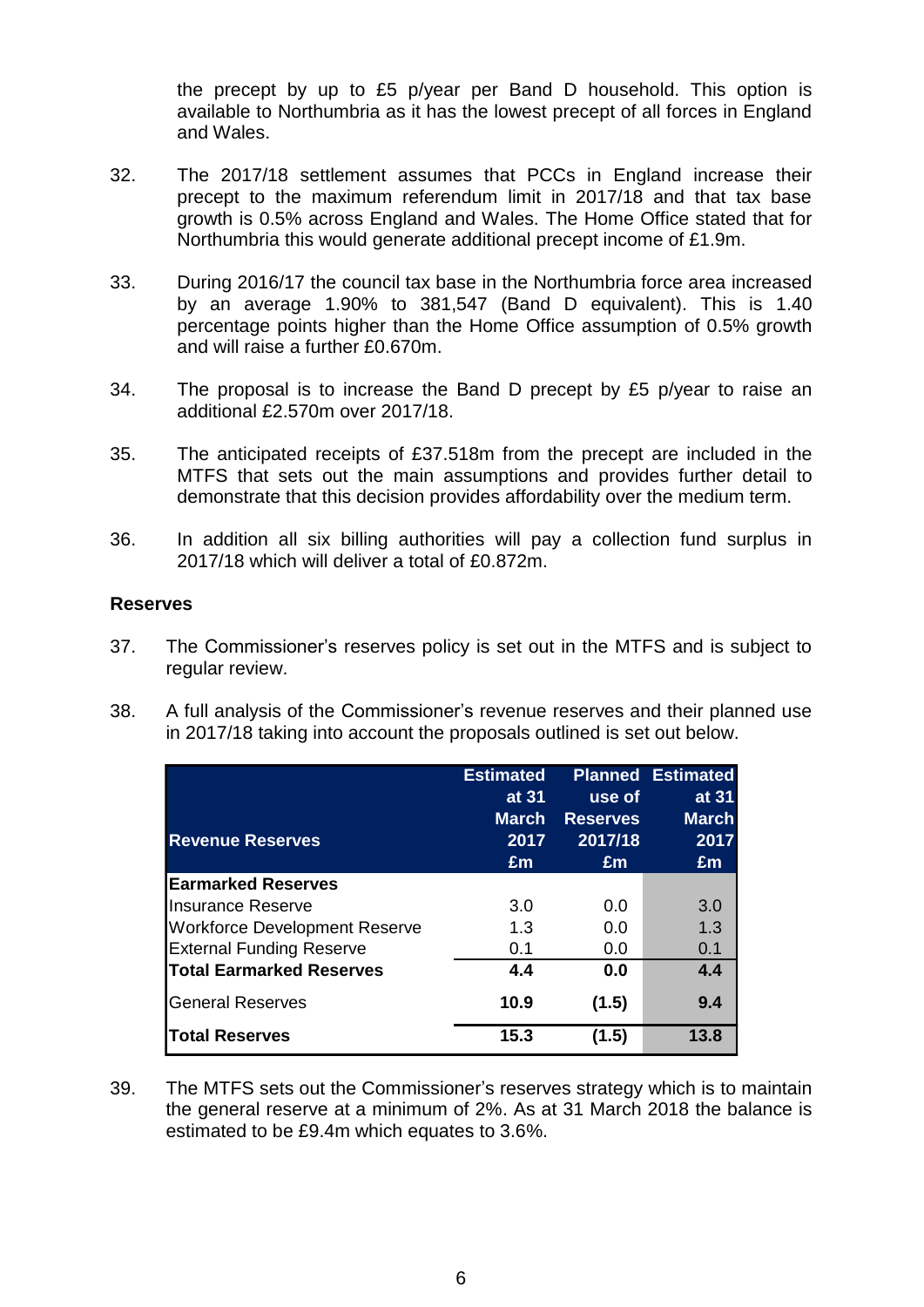the precept by up to £5 p/year per Band D household. This option is available to Northumbria as it has the lowest precept of all forces in England and Wales.

32. The 2017/18 settlement assumes that PCCs in England increase their precept to the maximum referendum limit in 2017/18 and that tax base growth is 0.5% across England and Wales. The Home Office stated that for Northumbria this would generate additional precept income of £1.9m.

33. During 2016/17 the council tax base in the Northumbria force area increased by an average 1.90% to 381,547 (Band D equivalent). This is 1.40 percentage points higher than the Home Office assumption of 0.5% growth and will raise a further £0.670m.

34. The proposal is to increase the Band D precept by £5 p/year to raise an additional £2.570m over 2017/18.

35. The anticipated receipts of £37.518m from the precept are included in the MTFS that sets out the main assumptions and provides further detail to demonstrate that this decision provides affordability over the medium term.

36. In addition all six billing authorities will pay a collection fund surplus in 2017/18 which will deliver a total of £0.872m.

### Reserves

37. The Commissioner's reserves policy is set out in the MTFS and is subject to regular review.

38. A full analysis of the Commissioner's revenue reserves and their planned use in 2017/18 taking into account the proposals outlined is set out below.

| Revenue Reserves | Estimated at 31 March 2017 £m | Planned use of Reserves 2017/18 £m | Estimated at 31 March 2017 £m |
|---|---|---|---|
| **Earmarked Reserves** | | | |
| Insurance Reserve | 3.0 | 0.0 | 3.0 |
| Workforce Development Reserve | 1.3 | 0.0 | 1.3 |
| External Funding Reserve | 0.1 | 0.0 | 0.1 |
| **Total Earmarked Reserves** | **4.4** | **0.0** | **4.4** |
| General Reserves | **10.9** | **(1.5)** | **9.4** |
| **Total Reserves** | **15.3** | **(1.5)** | **13.8** |

39. The MTFS sets out the Commissioner's reserves strategy which is to maintain the general reserve at a minimum of 2%. As at 31 March 2018 the balance is estimated to be £9.4m which equates to 3.6%.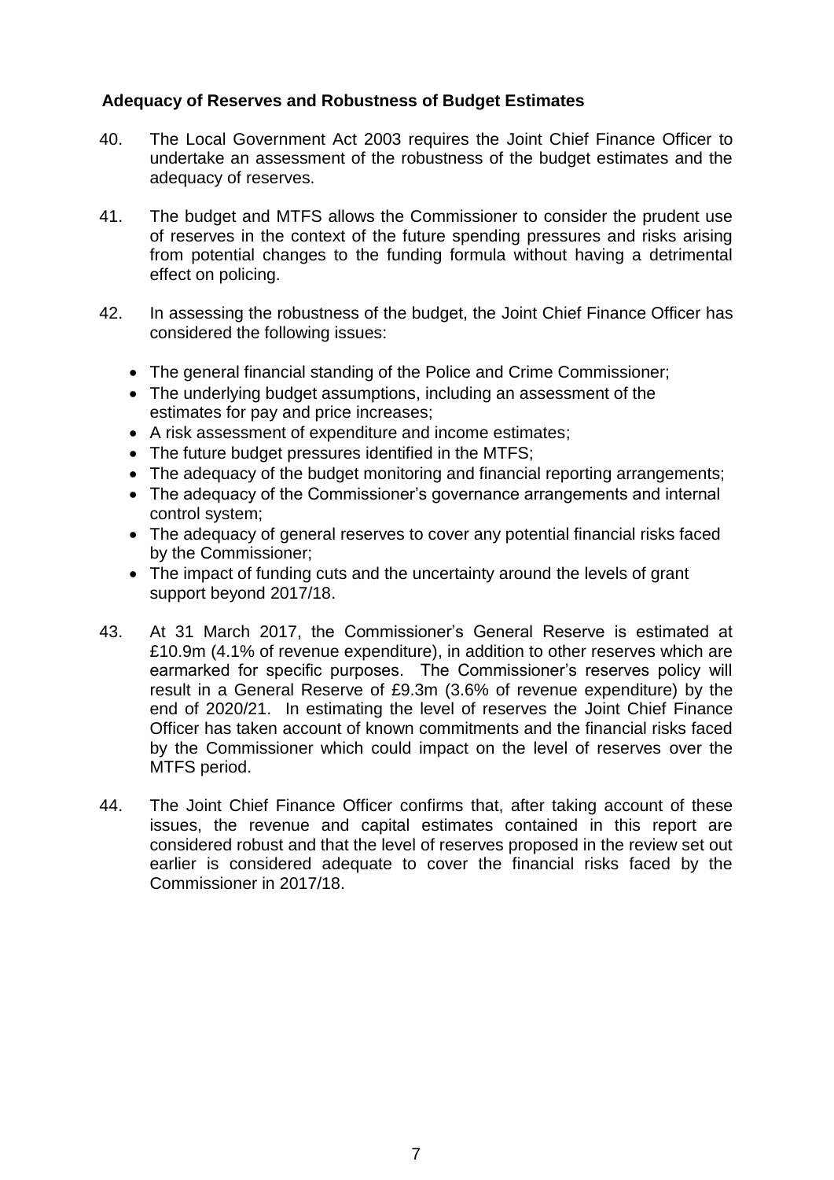## Adequacy of Reserves and Robustness of Budget Estimates

40. The Local Government Act 2003 requires the Joint Chief Finance Officer to undertake an assessment of the robustness of the budget estimates and the adequacy of reserves.

41. The budget and MTFS allows the Commissioner to consider the prudent use of reserves in the context of the future spending pressures and risks arising from potential changes to the funding formula without having a detrimental effect on policing.

42. In assessing the robustness of the budget, the Joint Chief Finance Officer has considered the following issues:

    - The general financial standing of the Police and Crime Commissioner;
    - The underlying budget assumptions, including an assessment of the estimates for pay and price increases;
    - A risk assessment of expenditure and income estimates;
    - The future budget pressures identified in the MTFS;
    - The adequacy of the budget monitoring and financial reporting arrangements;
    - The adequacy of the Commissioner's governance arrangements and internal control system;
    - The adequacy of general reserves to cover any potential financial risks faced by the Commissioner;
    - The impact of funding cuts and the uncertainty around the levels of grant support beyond 2017/18.

43. At 31 March 2017, the Commissioner's General Reserve is estimated at £10.9m (4.1% of revenue expenditure), in addition to other reserves which are earmarked for specific purposes. The Commissioner's reserves policy will result in a General Reserve of £9.3m (3.6% of revenue expenditure) by the end of 2020/21. In estimating the level of reserves the Joint Chief Finance Officer has taken account of known commitments and the financial risks faced by the Commissioner which could impact on the level of reserves over the MTFS period.

44. The Joint Chief Finance Officer confirms that, after taking account of these issues, the revenue and capital estimates contained in this report are considered robust and that the level of reserves proposed in the review set out earlier is considered adequate to cover the financial risks faced by the Commissioner in 2017/18.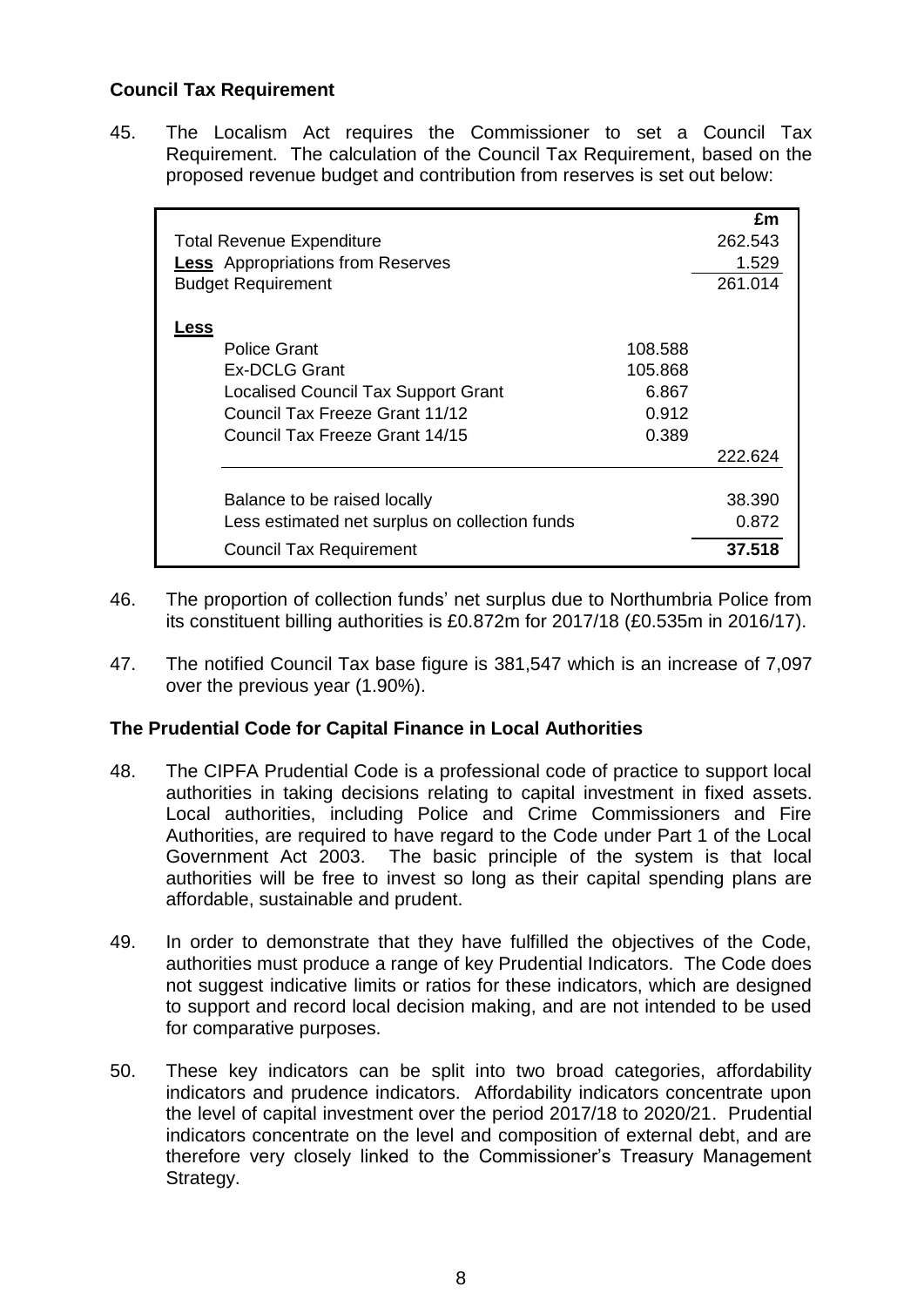**Council Tax Requirement**

45. The Localism Act requires the Commissioner to set a Council Tax Requirement. The calculation of the Council Tax Requirement, based on the proposed revenue budget and contribution from reserves is set out below:

| | | | £m |
|---|---|---|---|
| Total Revenue Expenditure | | | 262.543 |
| **Less** Appropriations from Reserves | | | 1.529 |
| Budget Requirement | | | 261.014 |
| **Less** | | | |
| | Police Grant | 108.588 | |
| | Ex-DCLG Grant | 105.868 | |
| | Localised Council Tax Support Grant | 6.867 | |
| | Council Tax Freeze Grant 11/12 | 0.912 | |
| | Council Tax Freeze Grant 14/15 | 0.389 | |
| | | | 222.624 |
| | Balance to be raised locally | | 38.390 |
| | Less estimated net surplus on collection funds | | 0.872 |
| | Council Tax Requirement | | **37.518** |

46. The proportion of collection funds' net surplus due to Northumbria Police from its constituent billing authorities is £0.872m for 2017/18 (£0.535m in 2016/17).

47. The notified Council Tax base figure is 381,547 which is an increase of 7,097 over the previous year (1.90%).

**The Prudential Code for Capital Finance in Local Authorities**

48. The CIPFA Prudential Code is a professional code of practice to support local authorities in taking decisions relating to capital investment in fixed assets. Local authorities, including Police and Crime Commissioners and Fire Authorities, are required to have regard to the Code under Part 1 of the Local Government Act 2003. The basic principle of the system is that local authorities will be free to invest so long as their capital spending plans are affordable, sustainable and prudent.

49. In order to demonstrate that they have fulfilled the objectives of the Code, authorities must produce a range of key Prudential Indicators. The Code does not suggest indicative limits or ratios for these indicators, which are designed to support and record local decision making, and are not intended to be used for comparative purposes.

50. These key indicators can be split into two broad categories, affordability indicators and prudence indicators. Affordability indicators concentrate upon the level of capital investment over the period 2017/18 to 2020/21. Prudential indicators concentrate on the level and composition of external debt, and are therefore very closely linked to the Commissioner's Treasury Management Strategy.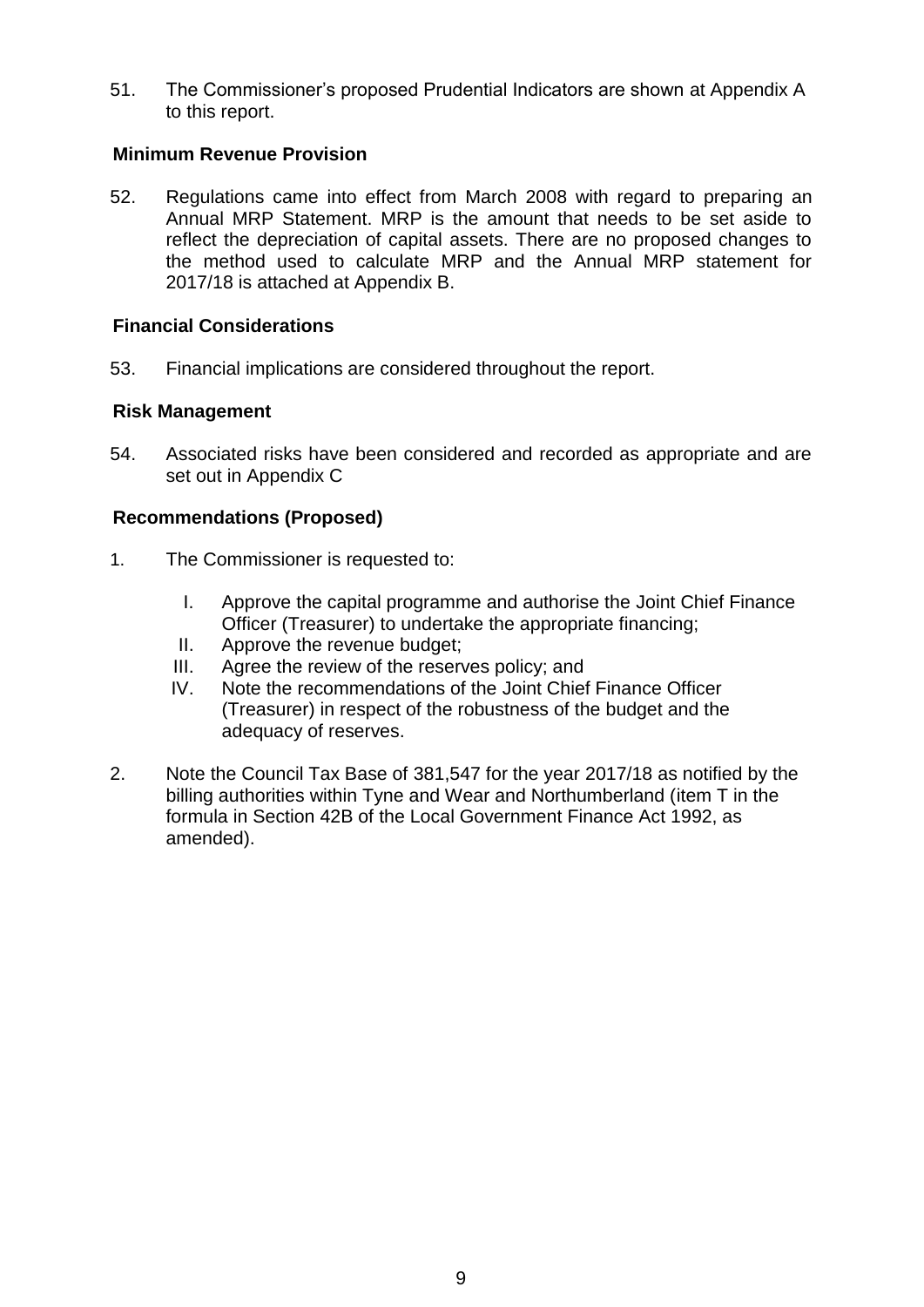51. The Commissioner's proposed Prudential Indicators are shown at Appendix A to this report.

**Minimum Revenue Provision**

52. Regulations came into effect from March 2008 with regard to preparing an Annual MRP Statement. MRP is the amount that needs to be set aside to reflect the depreciation of capital assets. There are no proposed changes to the method used to calculate MRP and the Annual MRP statement for 2017/18 is attached at Appendix B.

**Financial Considerations**

53. Financial implications are considered throughout the report.

**Risk Management**

54. Associated risks have been considered and recorded as appropriate and are set out in Appendix C

**Recommendations (Proposed)**

1. The Commissioner is requested to:

   I. Approve the capital programme and authorise the Joint Chief Finance Officer (Treasurer) to undertake the appropriate financing;
   II. Approve the revenue budget;
   III. Agree the review of the reserves policy; and
   IV. Note the recommendations of the Joint Chief Finance Officer (Treasurer) in respect of the robustness of the budget and the adequacy of reserves.

2. Note the Council Tax Base of 381,547 for the year 2017/18 as notified by the billing authorities within Tyne and Wear and Northumberland (item T in the formula in Section 42B of the Local Government Finance Act 1992, as amended).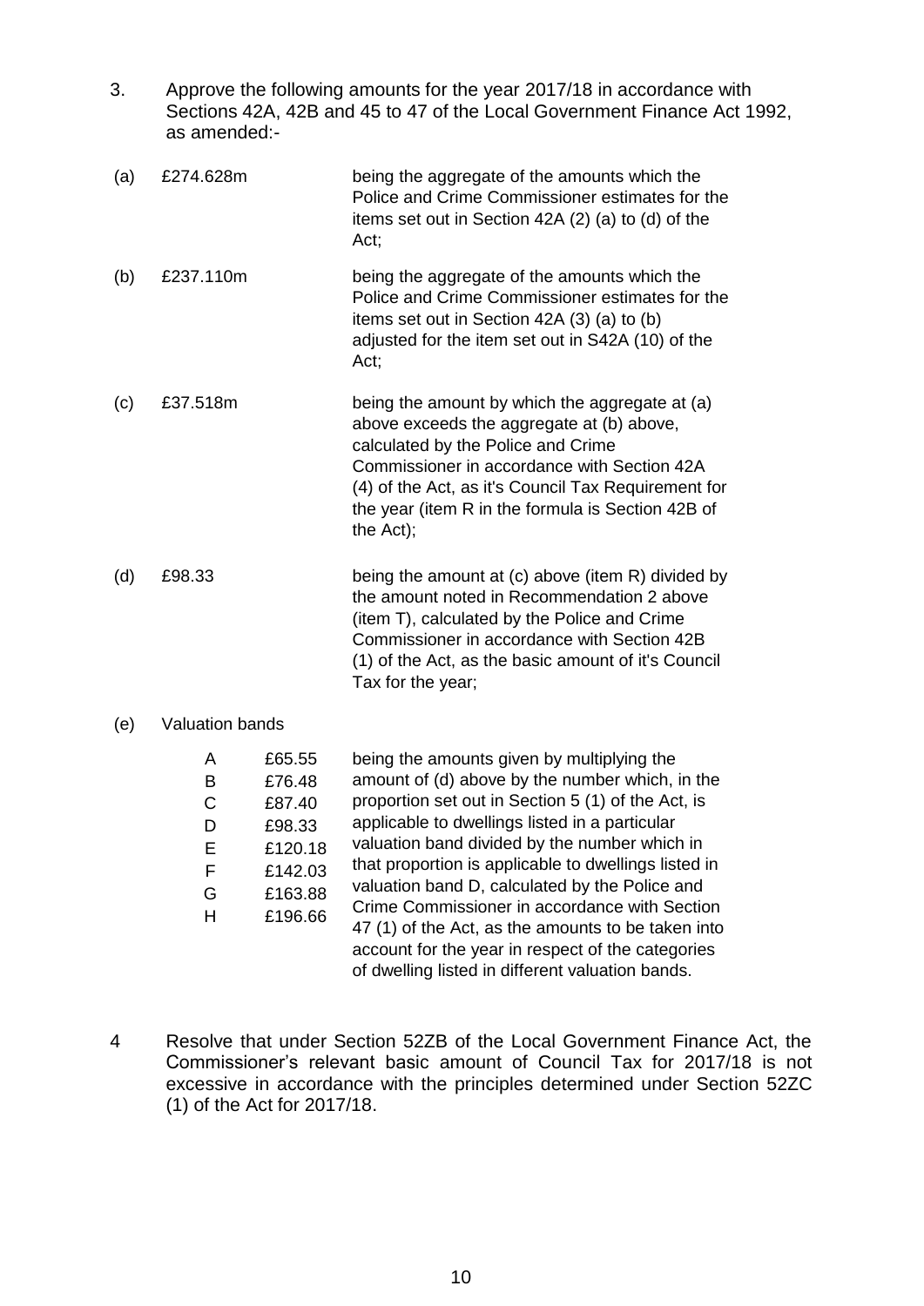3. Approve the following amounts for the year 2017/18 in accordance with Sections 42A, 42B and 45 to 47 of the Local Government Finance Act 1992, as amended:-

| | | |
|---|---|---|
| (a) | £274.628m | being the aggregate of the amounts which the Police and Crime Commissioner estimates for the items set out in Section 42A (2) (a) to (d) of the Act; |
| (b) | £237.110m | being the aggregate of the amounts which the Police and Crime Commissioner estimates for the items set out in Section 42A (3) (a) to (b) adjusted for the item set out in S42A (10) of the Act; |
| (c) | £37.518m | being the amount by which the aggregate at (a) above exceeds the aggregate at (b) above, calculated by the Police and Crime Commissioner in accordance with Section 42A (4) of the Act, as it's Council Tax Requirement for the year (item R in the formula is Section 42B of the Act); |
| (d) | £98.33 | being the amount at (c) above (item R) divided by the amount noted in Recommendation 2 above (item T), calculated by the Police and Crime Commissioner in accordance with Section 42B (1) of the Act, as the basic amount of it's Council Tax for the year; |

(e) Valuation bands

| Band | Amount |
|---|---|
| A | £65.55 |
| B | £76.48 |
| C | £87.40 |
| D | £98.33 |
| E | £120.18 |
| F | £142.03 |
| G | £163.88 |
| H | £196.66 |

being the amounts given by multiplying the amount of (d) above by the number which, in the proportion set out in Section 5 (1) of the Act, is applicable to dwellings listed in a particular valuation band divided by the number which in that proportion is applicable to dwellings listed in valuation band D, calculated by the Police and Crime Commissioner in accordance with Section 47 (1) of the Act, as the amounts to be taken into account for the year in respect of the categories of dwelling listed in different valuation bands.

4 Resolve that under Section 52ZB of the Local Government Finance Act, the Commissioner's relevant basic amount of Council Tax for 2017/18 is not excessive in accordance with the principles determined under Section 52ZC (1) of the Act for 2017/18.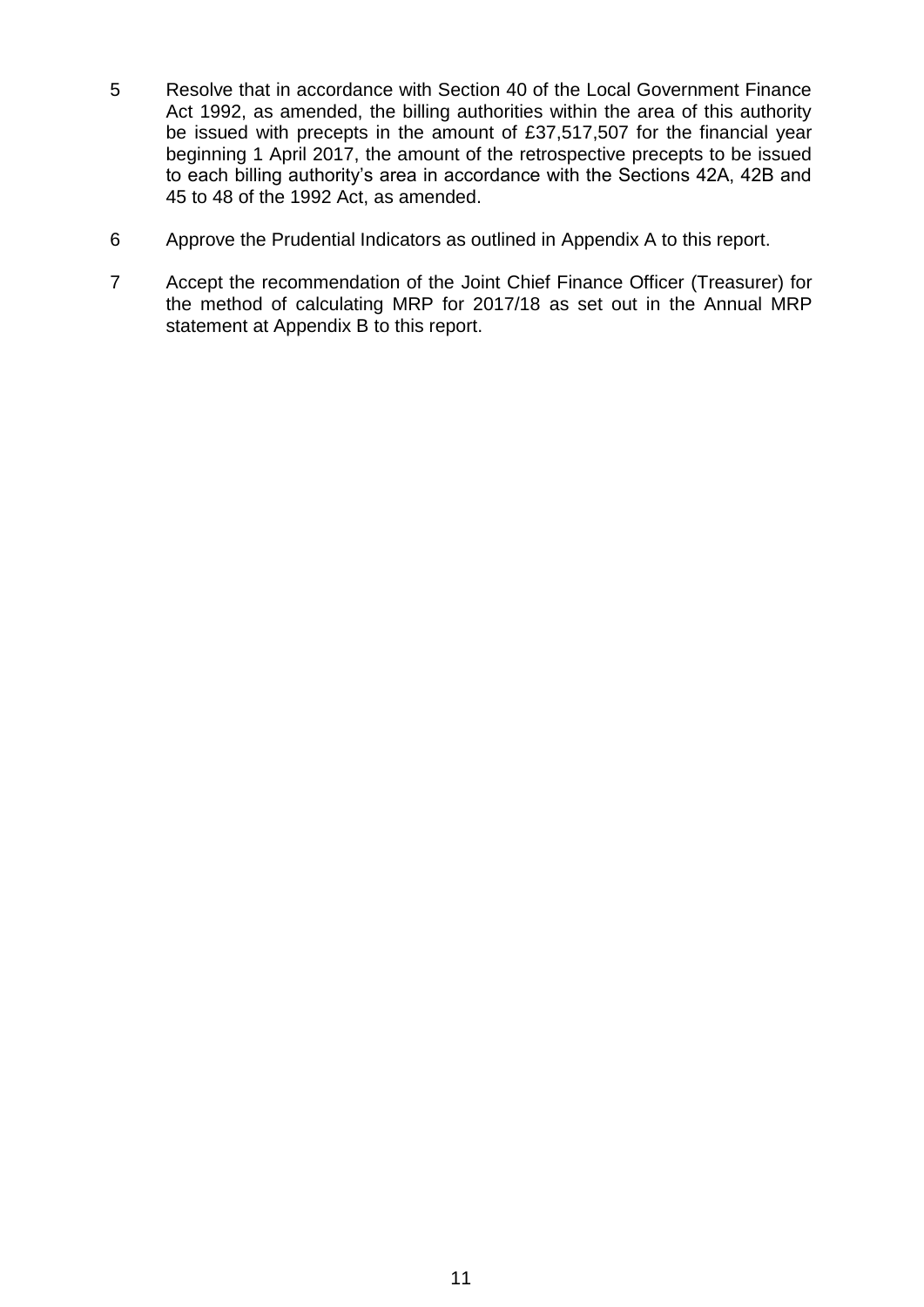5. Resolve that in accordance with Section 40 of the Local Government Finance Act 1992, as amended, the billing authorities within the area of this authority be issued with precepts in the amount of £37,517,507 for the financial year beginning 1 April 2017, the amount of the retrospective precepts to be issued to each billing authority's area in accordance with the Sections 42A, 42B and 45 to 48 of the 1992 Act, as amended.

6. Approve the Prudential Indicators as outlined in Appendix A to this report.

7. Accept the recommendation of the Joint Chief Finance Officer (Treasurer) for the method of calculating MRP for 2017/18 as set out in the Annual MRP statement at Appendix B to this report.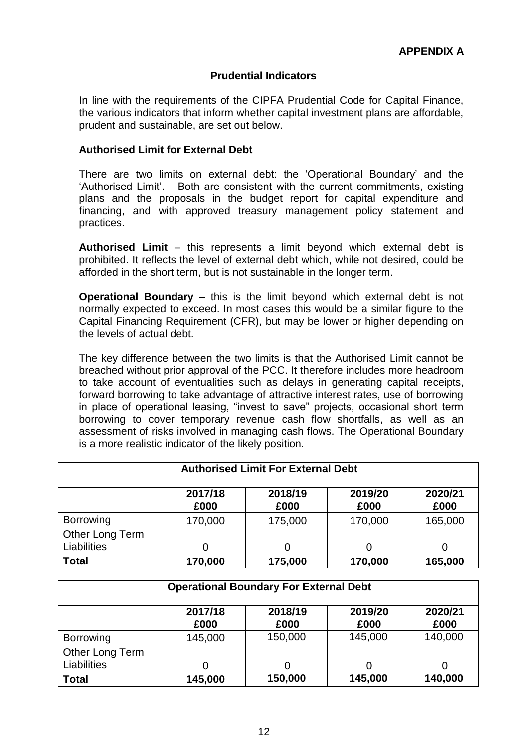**APPENDIX A**

## Prudential Indicators

In line with the requirements of the CIPFA Prudential Code for Capital Finance, the various indicators that inform whether capital investment plans are affordable, prudent and sustainable, are set out below.

### Authorised Limit for External Debt

There are two limits on external debt: the 'Operational Boundary' and the 'Authorised Limit'. Both are consistent with the current commitments, existing plans and the proposals in the budget report for capital expenditure and financing, and with approved treasury management policy statement and practices.

**Authorised Limit** – this represents a limit beyond which external debt is prohibited. It reflects the level of external debt which, while not desired, could be afforded in the short term, but is not sustainable in the longer term.

**Operational Boundary** – this is the limit beyond which external debt is not normally expected to exceed. In most cases this would be a similar figure to the Capital Financing Requirement (CFR), but may be lower or higher depending on the levels of actual debt.

The key difference between the two limits is that the Authorised Limit cannot be breached without prior approval of the PCC. It therefore includes more headroom to take account of eventualities such as delays in generating capital receipts, forward borrowing to take advantage of attractive interest rates, use of borrowing in place of operational leasing, "invest to save" projects, occasional short term borrowing to cover temporary revenue cash flow shortfalls, as well as an assessment of risks involved in managing cash flows. The Operational Boundary is a more realistic indicator of the likely position.

**Authorised Limit For External Debt**

| | 2017/18 £000 | 2018/19 £000 | 2019/20 £000 | 2020/21 £000 |
|---|---|---|---|---|
| Borrowing | 170,000 | 175,000 | 170,000 | 165,000 |
| Other Long Term Liabilities | 0 | 0 | 0 | 0 |
| **Total** | **170,000** | **175,000** | **170,000** | **165,000** |

**Operational Boundary For External Debt**

| | 2017/18 £000 | 2018/19 £000 | 2019/20 £000 | 2020/21 £000 |
|---|---|---|---|---|
| Borrowing | 145,000 | 150,000 | 145,000 | 140,000 |
| Other Long Term Liabilities | 0 | 0 | 0 | 0 |
| **Total** | **145,000** | **150,000** | **145,000** | **140,000** |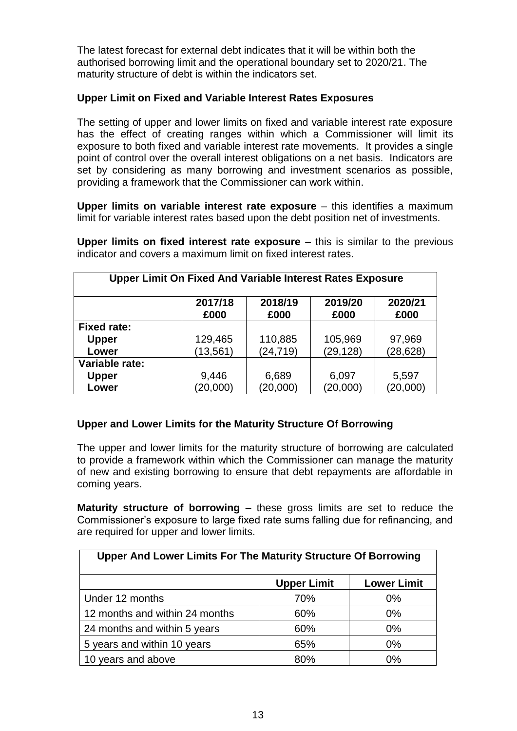The latest forecast for external debt indicates that it will be within both the authorised borrowing limit and the operational boundary set to 2020/21. The maturity structure of debt is within the indicators set.

**Upper Limit on Fixed and Variable Interest Rates Exposures**

The setting of upper and lower limits on fixed and variable interest rate exposure has the effect of creating ranges within which a Commissioner will limit its exposure to both fixed and variable interest rate movements. It provides a single point of control over the overall interest obligations on a net basis. Indicators are set by considering as many borrowing and investment scenarios as possible, providing a framework that the Commissioner can work within.

**Upper limits on variable interest rate exposure** – this identifies a maximum limit for variable interest rates based upon the debt position net of investments.

**Upper limits on fixed interest rate exposure** – this is similar to the previous indicator and covers a maximum limit on fixed interest rates.

| **Upper Limit On Fixed And Variable Interest Rates Exposure** | | | | |
|---|---|---|---|---|
| | **2017/18 £000** | **2018/19 £000** | **2019/20 £000** | **2020/21 £000** |
| **Fixed rate:** | | | | |
| **Upper** | 129,465 | 110,885 | 105,969 | 97,969 |
| **Lower** | (13,561) | (24,719) | (29,128) | (28,628) |
| **Variable rate:** | | | | |
| **Upper** | 9,446 | 6,689 | 6,097 | 5,597 |
| **Lower** | (20,000) | (20,000) | (20,000) | (20,000) |

**Upper and Lower Limits for the Maturity Structure Of Borrowing**

The upper and lower limits for the maturity structure of borrowing are calculated to provide a framework within which the Commissioner can manage the maturity of new and existing borrowing to ensure that debt repayments are affordable in coming years.

**Maturity structure of borrowing** – these gross limits are set to reduce the Commissioner's exposure to large fixed rate sums falling due for refinancing, and are required for upper and lower limits.

| **Upper And Lower Limits For The Maturity Structure Of Borrowing** | | |
|---|---|---|
| | **Upper Limit** | **Lower Limit** |
| Under 12 months | 70% | 0% |
| 12 months and within 24 months | 60% | 0% |
| 24 months and within 5 years | 60% | 0% |
| 5 years and within 10 years | 65% | 0% |
| 10 years and above | 80% | 0% |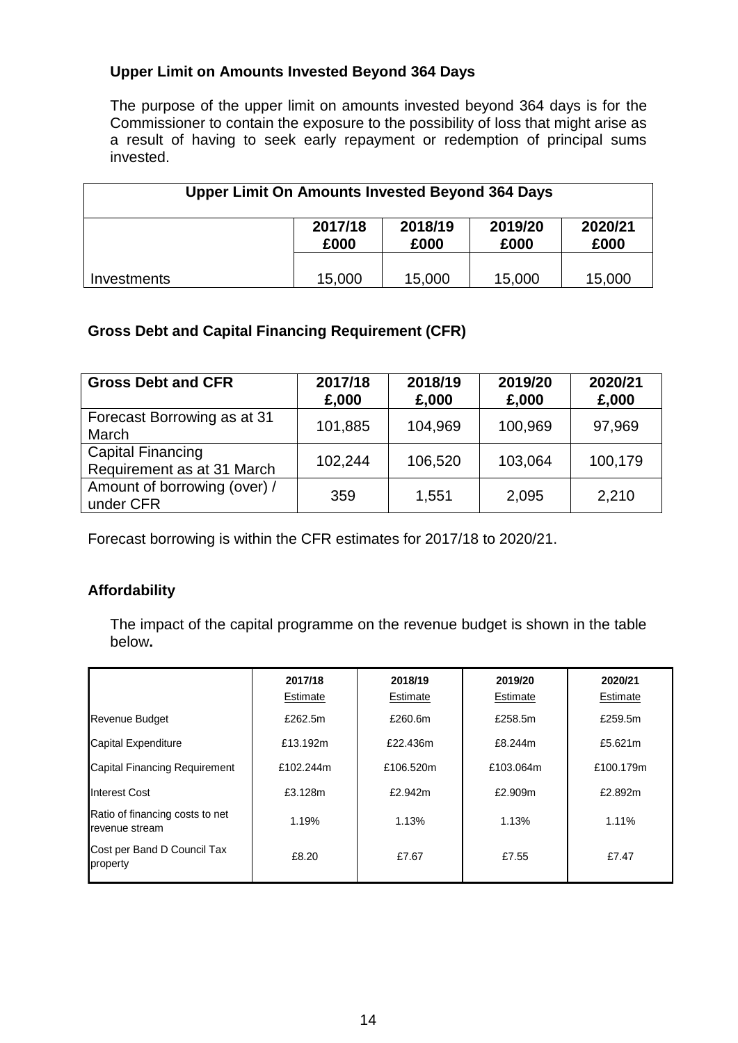### Upper Limit on Amounts Invested Beyond 364 Days

The purpose of the upper limit on amounts invested beyond 364 days is for the Commissioner to contain the exposure to the possibility of loss that might arise as a result of having to seek early repayment or redemption of principal sums invested.

| Upper Limit On Amounts Invested Beyond 364 Days | | | | |
|---|---|---|---|---|
| | 2017/18 £000 | 2018/19 £000 | 2019/20 £000 | 2020/21 £000 |
| Investments | 15,000 | 15,000 | 15,000 | 15,000 |

### Gross Debt and Capital Financing Requirement (CFR)

| Gross Debt and CFR | 2017/18 £,000 | 2018/19 £,000 | 2019/20 £,000 | 2020/21 £,000 |
|---|---|---|---|---|
| Forecast Borrowing as at 31 March | 101,885 | 104,969 | 100,969 | 97,969 |
| Capital Financing Requirement as at 31 March | 102,244 | 106,520 | 103,064 | 100,179 |
| Amount of borrowing (over) / under CFR | 359 | 1,551 | 2,095 | 2,210 |

Forecast borrowing is within the CFR estimates for 2017/18 to 2020/21.

### Affordability

The impact of the capital programme on the revenue budget is shown in the table below**.**

| | 2017/18 Estimate | 2018/19 Estimate | 2019/20 Estimate | 2020/21 Estimate |
|---|---|---|---|---|
| Revenue Budget | £262.5m | £260.6m | £258.5m | £259.5m |
| Capital Expenditure | £13.192m | £22.436m | £8.244m | £5.621m |
| Capital Financing Requirement | £102.244m | £106.520m | £103.064m | £100.179m |
| Interest Cost | £3.128m | £2.942m | £2.909m | £2.892m |
| Ratio of financing costs to net revenue stream | 1.19% | 1.13% | 1.13% | 1.11% |
| Cost per Band D Council Tax property | £8.20 | £7.67 | £7.55 | £7.47 |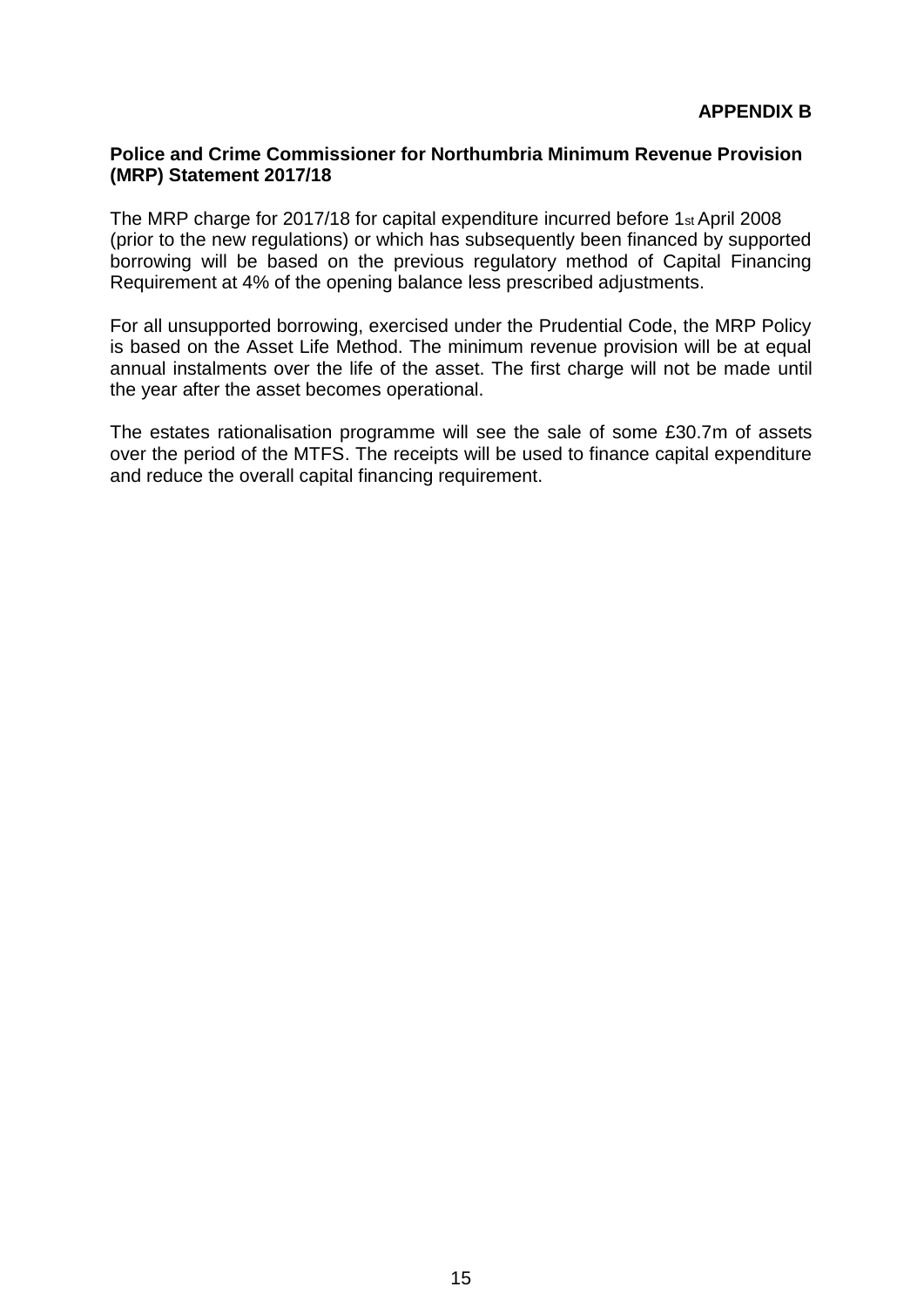**APPENDIX B**

**Police and Crime Commissioner for Northumbria Minimum Revenue Provision (MRP) Statement 2017/18**

The MRP charge for 2017/18 for capital expenditure incurred before 1st April 2008 (prior to the new regulations) or which has subsequently been financed by supported borrowing will be based on the previous regulatory method of Capital Financing Requirement at 4% of the opening balance less prescribed adjustments.

For all unsupported borrowing, exercised under the Prudential Code, the MRP Policy is based on the Asset Life Method. The minimum revenue provision will be at equal annual instalments over the life of the asset. The first charge will not be made until the year after the asset becomes operational.

The estates rationalisation programme will see the sale of some £30.7m of assets over the period of the MTFS. The receipts will be used to finance capital expenditure and reduce the overall capital financing requirement.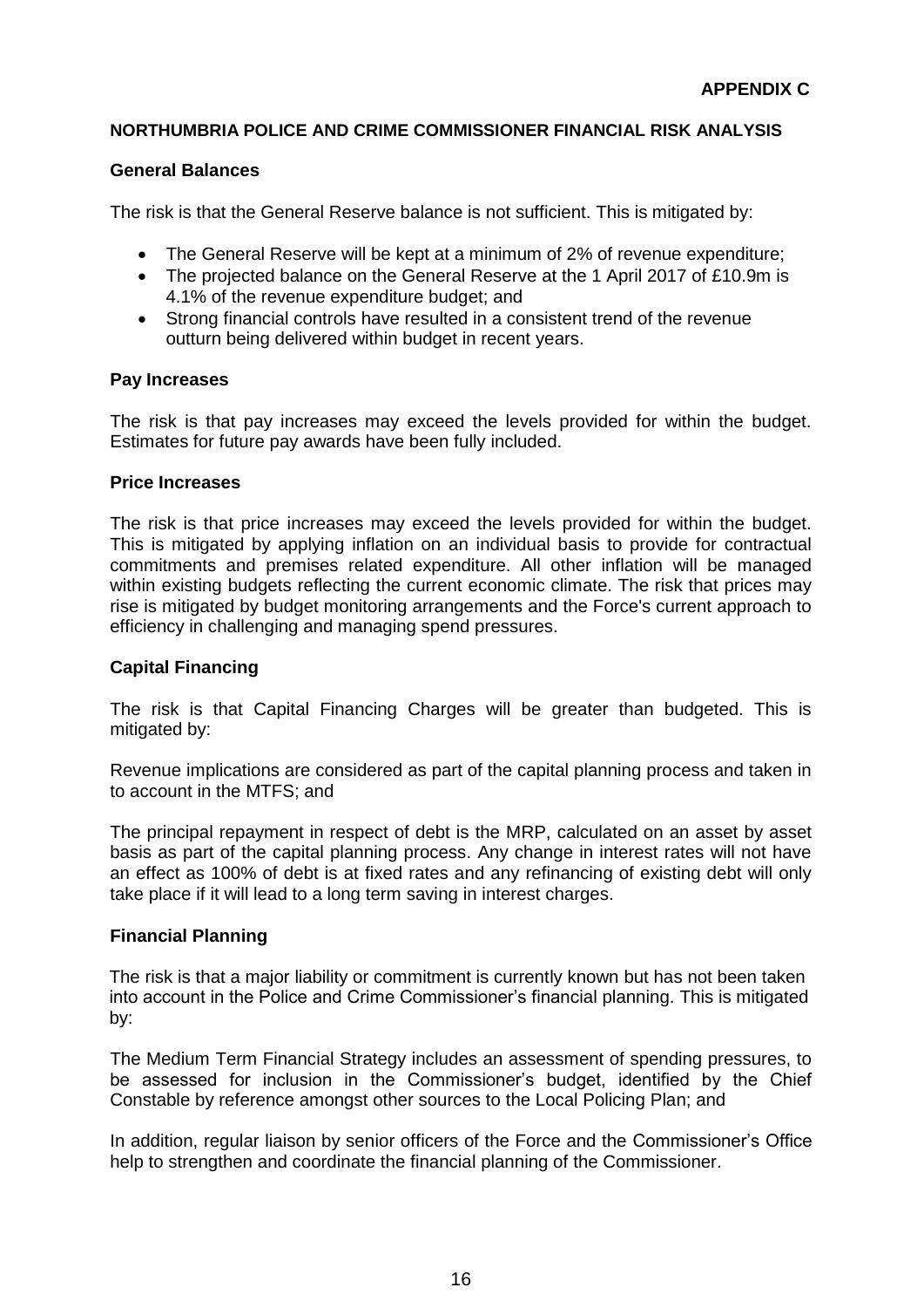**APPENDIX C**

**NORTHUMBRIA POLICE AND CRIME COMMISSIONER FINANCIAL RISK ANALYSIS**

**General Balances**

The risk is that the General Reserve balance is not sufficient. This is mitigated by:

- The General Reserve will be kept at a minimum of 2% of revenue expenditure;
- The projected balance on the General Reserve at the 1 April 2017 of £10.9m is 4.1% of the revenue expenditure budget; and
- Strong financial controls have resulted in a consistent trend of the revenue outturn being delivered within budget in recent years.

**Pay Increases**

The risk is that pay increases may exceed the levels provided for within the budget. Estimates for future pay awards have been fully included.

**Price Increases**

The risk is that price increases may exceed the levels provided for within the budget. This is mitigated by applying inflation on an individual basis to provide for contractual commitments and premises related expenditure. All other inflation will be managed within existing budgets reflecting the current economic climate. The risk that prices may rise is mitigated by budget monitoring arrangements and the Force's current approach to efficiency in challenging and managing spend pressures.

**Capital Financing**

The risk is that Capital Financing Charges will be greater than budgeted. This is mitigated by:

Revenue implications are considered as part of the capital planning process and taken in to account in the MTFS; and

The principal repayment in respect of debt is the MRP, calculated on an asset by asset basis as part of the capital planning process. Any change in interest rates will not have an effect as 100% of debt is at fixed rates and any refinancing of existing debt will only take place if it will lead to a long term saving in interest charges.

**Financial Planning**

The risk is that a major liability or commitment is currently known but has not been taken into account in the Police and Crime Commissioner's financial planning. This is mitigated by:

The Medium Term Financial Strategy includes an assessment of spending pressures, to be assessed for inclusion in the Commissioner's budget, identified by the Chief Constable by reference amongst other sources to the Local Policing Plan; and

In addition, regular liaison by senior officers of the Force and the Commissioner's Office help to strengthen and coordinate the financial planning of the Commissioner.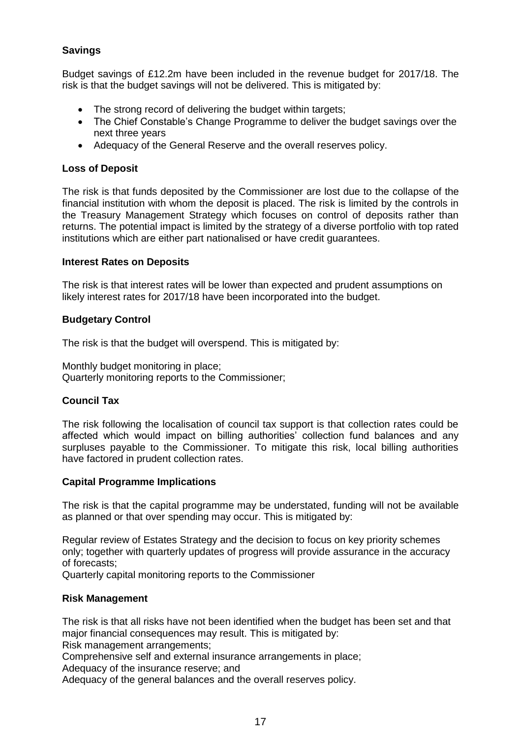### Savings

Budget savings of £12.2m have been included in the revenue budget for 2017/18. The risk is that the budget savings will not be delivered. This is mitigated by:

- The strong record of delivering the budget within targets;
- The Chief Constable's Change Programme to deliver the budget savings over the next three years
- Adequacy of the General Reserve and the overall reserves policy.

### Loss of Deposit

The risk is that funds deposited by the Commissioner are lost due to the collapse of the financial institution with whom the deposit is placed. The risk is limited by the controls in the Treasury Management Strategy which focuses on control of deposits rather than returns. The potential impact is limited by the strategy of a diverse portfolio with top rated institutions which are either part nationalised or have credit guarantees.

### Interest Rates on Deposits

The risk is that interest rates will be lower than expected and prudent assumptions on likely interest rates for 2017/18 have been incorporated into the budget.

### Budgetary Control

The risk is that the budget will overspend. This is mitigated by:

Monthly budget monitoring in place;
Quarterly monitoring reports to the Commissioner;

### Council Tax

The risk following the localisation of council tax support is that collection rates could be affected which would impact on billing authorities' collection fund balances and any surpluses payable to the Commissioner. To mitigate this risk, local billing authorities have factored in prudent collection rates.

### Capital Programme Implications

The risk is that the capital programme may be understated, funding will not be available as planned or that over spending may occur. This is mitigated by:

Regular review of Estates Strategy and the decision to focus on key priority schemes only; together with quarterly updates of progress will provide assurance in the accuracy of forecasts;
Quarterly capital monitoring reports to the Commissioner

### Risk Management

The risk is that all risks have not been identified when the budget has been set and that major financial consequences may result. This is mitigated by:
Risk management arrangements;
Comprehensive self and external insurance arrangements in place;
Adequacy of the insurance reserve; and
Adequacy of the general balances and the overall reserves policy.